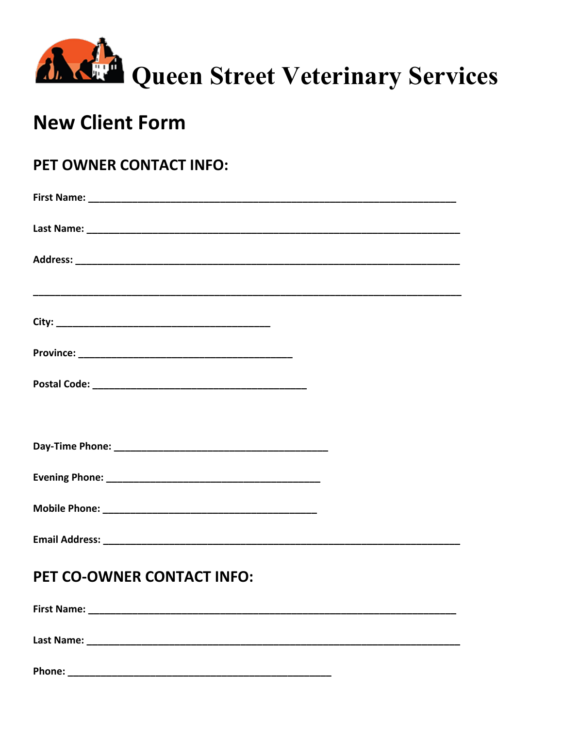# Queen Street Veterinary Services

## New Client Form

### PET OWNER CONTACT INFO:

**First Name:** ______________________________________________________________________

**Last Name:** ______________________________________________________________________

**Address:** ________________________________________________________________________

___________________________________________________________________________________

**City:** ________________________________________

**Province:** ________________________________________

**Postal Code:** ________________________________________

**Day-Time Phone:** ________________________________________

**Evening Phone:** ________________________________________

**Mobile Phone:** ________________________________________

**Email Address:** __________________________________________________________________

### PET CO-OWNER CONTACT INFO:

**First Name:** ______________________________________________________________________

**Last Name:** ______________________________________________________________________

**Phone:** __________________________________________________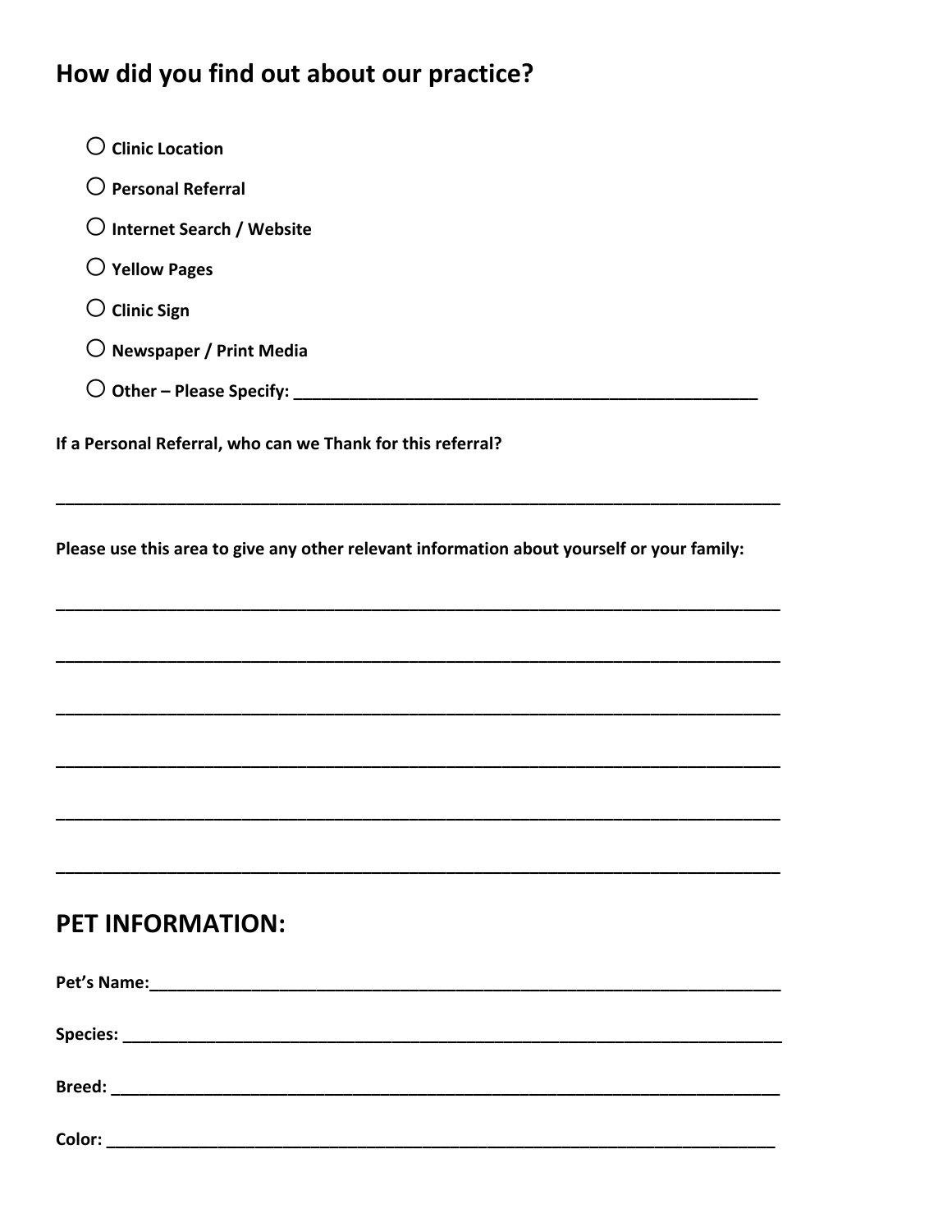## How did you find out about our practice?

- ○ **Clinic Location**
- ○ **Personal Referral**
- ○ **Internet Search / Website**
- ○ **Yellow Pages**
- ○ **Clinic Sign**
- ○ **Newspaper / Print Media**
- ○ **Other – Please Specify:** ____________________________________________________

**If a Personal Referral, who can we Thank for this referral?**

________________________________________________________________________________

**Please use this area to give any other relevant information about yourself or your family:**

________________________________________________________________________________

________________________________________________________________________________

________________________________________________________________________________

________________________________________________________________________________

________________________________________________________________________________

________________________________________________________________________________

## PET INFORMATION:

**Pet's Name:**______________________________________________________________________

**Species:** ________________________________________________________________________

**Breed:** _________________________________________________________________________

**Color:** _________________________________________________________________________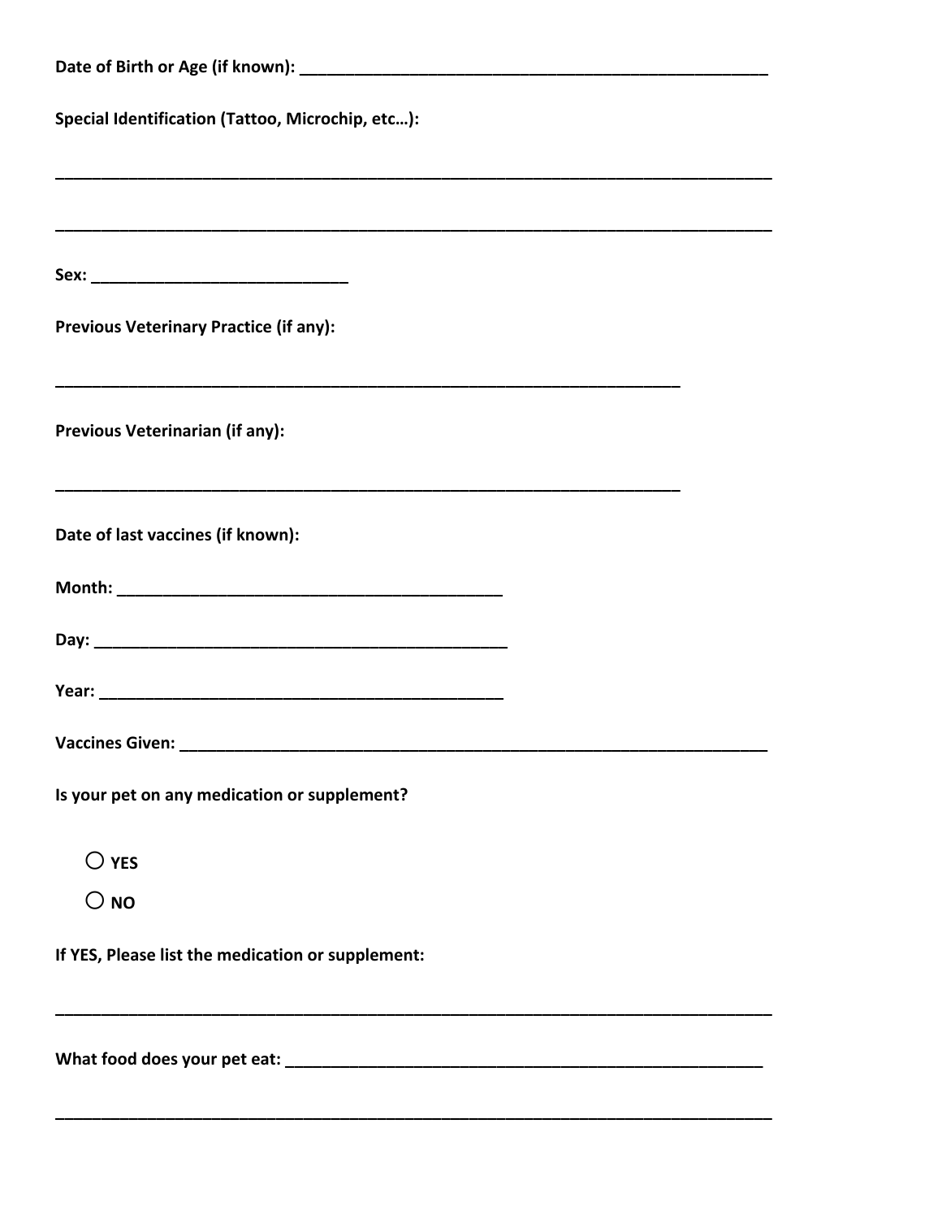**Date of Birth or Age (if known): ______________________________________________________**

**Special Identification (Tattoo, Microchip, etc…):**

_____________________________________________________________________________________

_____________________________________________________________________________________

**Sex: ____________________________**

**Previous Veterinary Practice (if any):**

_________________________________________________________________________

**Previous Veterinarian (if any):**

_________________________________________________________________________

**Date of last vaccines (if known):**

**Month: ___________________________________________**

**Day: ______________________________________________**

**Year: _____________________________________________**

**Vaccines Given: ______________________________________________________________**

**Is your pet on any medication or supplement?**

- ○ **YES**
- ○ **NO**

**If YES, Please list the medication or supplement:**

_____________________________________________________________________________________

**What food does your pet eat: ______________________________________________________**

_____________________________________________________________________________________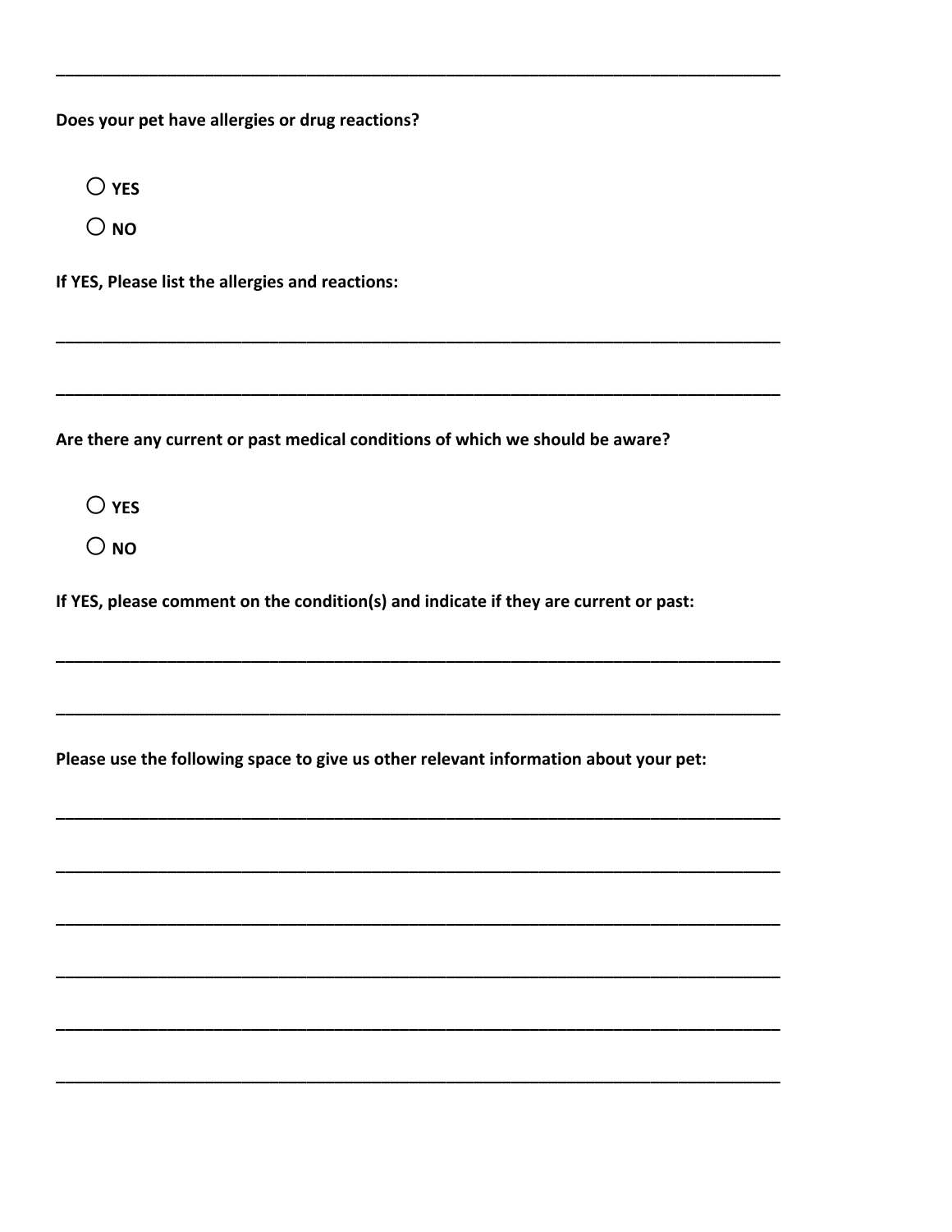\_\_\_\_\_\_\_\_\_\_\_\_\_\_\_\_\_\_\_\_\_\_\_\_\_\_\_\_\_\_\_\_\_\_\_\_\_\_\_\_\_\_\_\_\_\_\_\_\_\_\_\_\_\_\_\_\_\_\_\_\_\_\_\_\_\_\_\_\_\_\_\_\_\_\_\_\_\_

**Does your pet have allergies or drug reactions?**

○ **YES**

○ **NO**

**If YES, Please list the allergies and reactions:**

\_\_\_\_\_\_\_\_\_\_\_\_\_\_\_\_\_\_\_\_\_\_\_\_\_\_\_\_\_\_\_\_\_\_\_\_\_\_\_\_\_\_\_\_\_\_\_\_\_\_\_\_\_\_\_\_\_\_\_\_\_\_\_\_\_\_\_\_\_\_\_\_\_\_\_\_\_\_

\_\_\_\_\_\_\_\_\_\_\_\_\_\_\_\_\_\_\_\_\_\_\_\_\_\_\_\_\_\_\_\_\_\_\_\_\_\_\_\_\_\_\_\_\_\_\_\_\_\_\_\_\_\_\_\_\_\_\_\_\_\_\_\_\_\_\_\_\_\_\_\_\_\_\_\_\_\_

**Are there any current or past medical conditions of which we should be aware?**

○ **YES**

○ **NO**

**If YES, please comment on the condition(s) and indicate if they are current or past:**

\_\_\_\_\_\_\_\_\_\_\_\_\_\_\_\_\_\_\_\_\_\_\_\_\_\_\_\_\_\_\_\_\_\_\_\_\_\_\_\_\_\_\_\_\_\_\_\_\_\_\_\_\_\_\_\_\_\_\_\_\_\_\_\_\_\_\_\_\_\_\_\_\_\_\_\_\_\_

\_\_\_\_\_\_\_\_\_\_\_\_\_\_\_\_\_\_\_\_\_\_\_\_\_\_\_\_\_\_\_\_\_\_\_\_\_\_\_\_\_\_\_\_\_\_\_\_\_\_\_\_\_\_\_\_\_\_\_\_\_\_\_\_\_\_\_\_\_\_\_\_\_\_\_\_\_\_

**Please use the following space to give us other relevant information about your pet:**

\_\_\_\_\_\_\_\_\_\_\_\_\_\_\_\_\_\_\_\_\_\_\_\_\_\_\_\_\_\_\_\_\_\_\_\_\_\_\_\_\_\_\_\_\_\_\_\_\_\_\_\_\_\_\_\_\_\_\_\_\_\_\_\_\_\_\_\_\_\_\_\_\_\_\_\_\_\_

\_\_\_\_\_\_\_\_\_\_\_\_\_\_\_\_\_\_\_\_\_\_\_\_\_\_\_\_\_\_\_\_\_\_\_\_\_\_\_\_\_\_\_\_\_\_\_\_\_\_\_\_\_\_\_\_\_\_\_\_\_\_\_\_\_\_\_\_\_\_\_\_\_\_\_\_\_\_

\_\_\_\_\_\_\_\_\_\_\_\_\_\_\_\_\_\_\_\_\_\_\_\_\_\_\_\_\_\_\_\_\_\_\_\_\_\_\_\_\_\_\_\_\_\_\_\_\_\_\_\_\_\_\_\_\_\_\_\_\_\_\_\_\_\_\_\_\_\_\_\_\_\_\_\_\_\_

\_\_\_\_\_\_\_\_\_\_\_\_\_\_\_\_\_\_\_\_\_\_\_\_\_\_\_\_\_\_\_\_\_\_\_\_\_\_\_\_\_\_\_\_\_\_\_\_\_\_\_\_\_\_\_\_\_\_\_\_\_\_\_\_\_\_\_\_\_\_\_\_\_\_\_\_\_\_

\_\_\_\_\_\_\_\_\_\_\_\_\_\_\_\_\_\_\_\_\_\_\_\_\_\_\_\_\_\_\_\_\_\_\_\_\_\_\_\_\_\_\_\_\_\_\_\_\_\_\_\_\_\_\_\_\_\_\_\_\_\_\_\_\_\_\_\_\_\_\_\_\_\_\_\_\_\_

\_\_\_\_\_\_\_\_\_\_\_\_\_\_\_\_\_\_\_\_\_\_\_\_\_\_\_\_\_\_\_\_\_\_\_\_\_\_\_\_\_\_\_\_\_\_\_\_\_\_\_\_\_\_\_\_\_\_\_\_\_\_\_\_\_\_\_\_\_\_\_\_\_\_\_\_\_\_